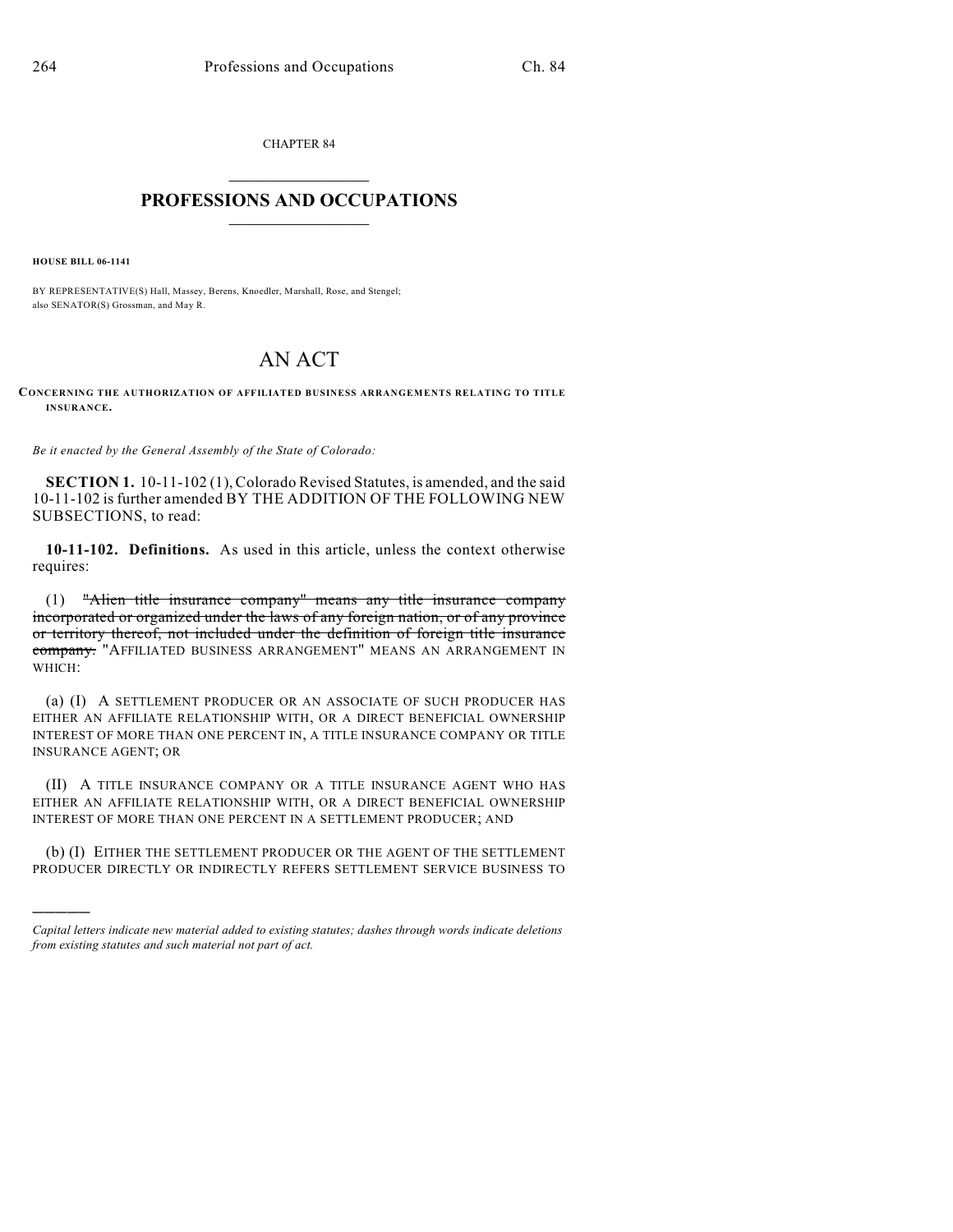CHAPTER 84

# PROFESSIONS AND OCCUPATIONS

**HOUSE BILL 06-1141**

BY REPRESENTATIVE(S) Hall, Massey, Berens, Knoedler, Marshall, Rose, and Stengel;
also SENATOR(S) Grossman, and May R.

# AN ACT

**CONCERNING THE AUTHORIZATION OF AFFILIATED BUSINESS ARRANGEMENTS RELATING TO TITLE INSURANCE.**

*Be it enacted by the General Assembly of the State of Colorado:*

**SECTION 1.** 10-11-102 (1), Colorado Revised Statutes, is amended, and the said 10-11-102 is further amended BY THE ADDITION OF THE FOLLOWING NEW SUBSECTIONS, to read:

**10-11-102. Definitions.** As used in this article, unless the context otherwise requires:

(1) ~~"Alien title insurance company" means any title insurance company incorporated or organized under the laws of any foreign nation, or of any province or territory thereof, not included under the definition of foreign title insurance company.~~ "AFFILIATED BUSINESS ARRANGEMENT" MEANS AN ARRANGEMENT IN WHICH:

(a) (I) A SETTLEMENT PRODUCER OR AN ASSOCIATE OF SUCH PRODUCER HAS EITHER AN AFFILIATE RELATIONSHIP WITH, OR A DIRECT BENEFICIAL OWNERSHIP INTEREST OF MORE THAN ONE PERCENT IN, A TITLE INSURANCE COMPANY OR TITLE INSURANCE AGENT; OR

(II) A TITLE INSURANCE COMPANY OR A TITLE INSURANCE AGENT WHO HAS EITHER AN AFFILIATE RELATIONSHIP WITH, OR A DIRECT BENEFICIAL OWNERSHIP INTEREST OF MORE THAN ONE PERCENT IN A SETTLEMENT PRODUCER; AND

(b) (I) EITHER THE SETTLEMENT PRODUCER OR THE AGENT OF THE SETTLEMENT PRODUCER DIRECTLY OR INDIRECTLY REFERS SETTLEMENT SERVICE BUSINESS TO

---

*Capital letters indicate new material added to existing statutes; dashes through words indicate deletions from existing statutes and such material not part of act.*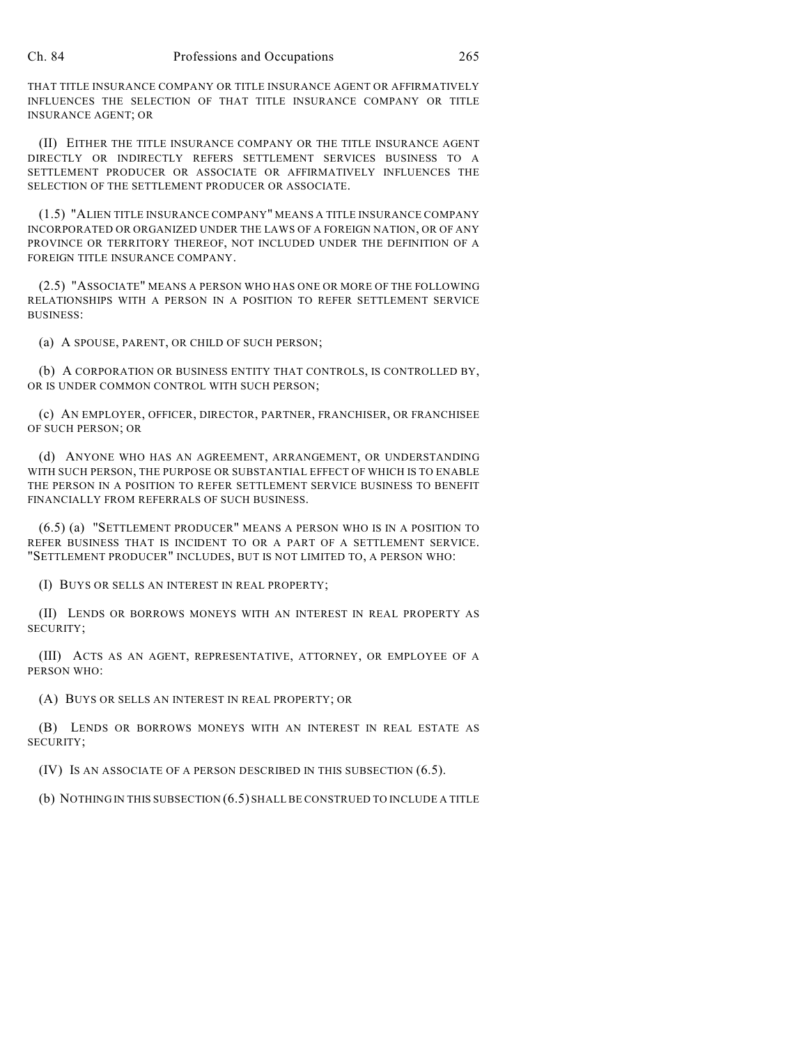THAT TITLE INSURANCE COMPANY OR TITLE INSURANCE AGENT OR AFFIRMATIVELY INFLUENCES THE SELECTION OF THAT TITLE INSURANCE COMPANY OR TITLE INSURANCE AGENT; OR

(II) EITHER THE TITLE INSURANCE COMPANY OR THE TITLE INSURANCE AGENT DIRECTLY OR INDIRECTLY REFERS SETTLEMENT SERVICES BUSINESS TO A SETTLEMENT PRODUCER OR ASSOCIATE OR AFFIRMATIVELY INFLUENCES THE SELECTION OF THE SETTLEMENT PRODUCER OR ASSOCIATE.

(1.5) "ALIEN TITLE INSURANCE COMPANY" MEANS A TITLE INSURANCE COMPANY INCORPORATED OR ORGANIZED UNDER THE LAWS OF A FOREIGN NATION, OR OF ANY PROVINCE OR TERRITORY THEREOF, NOT INCLUDED UNDER THE DEFINITION OF A FOREIGN TITLE INSURANCE COMPANY.

(2.5) "ASSOCIATE" MEANS A PERSON WHO HAS ONE OR MORE OF THE FOLLOWING RELATIONSHIPS WITH A PERSON IN A POSITION TO REFER SETTLEMENT SERVICE BUSINESS:

(a) A SPOUSE, PARENT, OR CHILD OF SUCH PERSON;

(b) A CORPORATION OR BUSINESS ENTITY THAT CONTROLS, IS CONTROLLED BY, OR IS UNDER COMMON CONTROL WITH SUCH PERSON;

(c) AN EMPLOYER, OFFICER, DIRECTOR, PARTNER, FRANCHISER, OR FRANCHISEE OF SUCH PERSON; OR

(d) ANYONE WHO HAS AN AGREEMENT, ARRANGEMENT, OR UNDERSTANDING WITH SUCH PERSON, THE PURPOSE OR SUBSTANTIAL EFFECT OF WHICH IS TO ENABLE THE PERSON IN A POSITION TO REFER SETTLEMENT SERVICE BUSINESS TO BENEFIT FINANCIALLY FROM REFERRALS OF SUCH BUSINESS.

(6.5) (a) "SETTLEMENT PRODUCER" MEANS A PERSON WHO IS IN A POSITION TO REFER BUSINESS THAT IS INCIDENT TO OR A PART OF A SETTLEMENT SERVICE. "SETTLEMENT PRODUCER" INCLUDES, BUT IS NOT LIMITED TO, A PERSON WHO:

(I) BUYS OR SELLS AN INTEREST IN REAL PROPERTY;

(II) LENDS OR BORROWS MONEYS WITH AN INTEREST IN REAL PROPERTY AS SECURITY;

(III) ACTS AS AN AGENT, REPRESENTATIVE, ATTORNEY, OR EMPLOYEE OF A PERSON WHO:

(A) BUYS OR SELLS AN INTEREST IN REAL PROPERTY; OR

(B) LENDS OR BORROWS MONEYS WITH AN INTEREST IN REAL ESTATE AS SECURITY;

(IV) IS AN ASSOCIATE OF A PERSON DESCRIBED IN THIS SUBSECTION (6.5).

(b) NOTHING IN THIS SUBSECTION (6.5) SHALL BE CONSTRUED TO INCLUDE A TITLE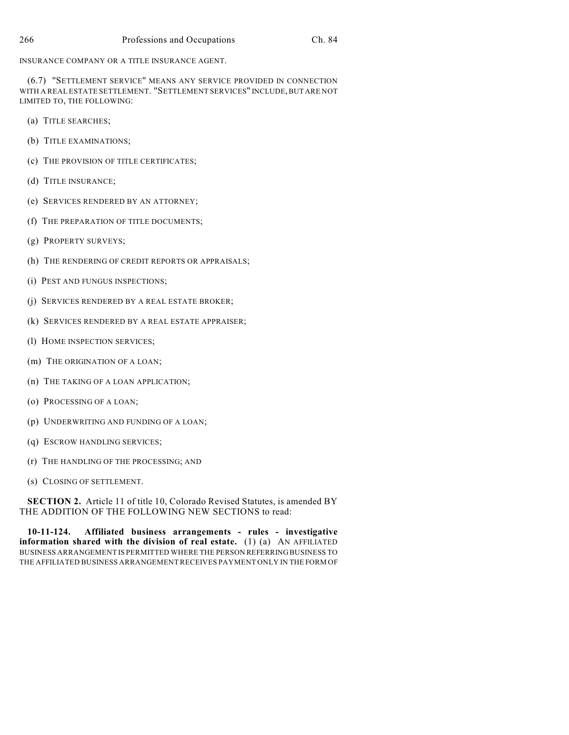INSURANCE COMPANY OR A TITLE INSURANCE AGENT.

(6.7) "SETTLEMENT SERVICE" MEANS ANY SERVICE PROVIDED IN CONNECTION WITH A REAL ESTATE SETTLEMENT. "SETTLEMENT SERVICES" INCLUDE, BUT ARE NOT LIMITED TO, THE FOLLOWING:

(a) TITLE SEARCHES;

(b) TITLE EXAMINATIONS;

(c) THE PROVISION OF TITLE CERTIFICATES;

(d) TITLE INSURANCE;

(e) SERVICES RENDERED BY AN ATTORNEY;

(f) THE PREPARATION OF TITLE DOCUMENTS;

(g) PROPERTY SURVEYS;

(h) THE RENDERING OF CREDIT REPORTS OR APPRAISALS;

(i) PEST AND FUNGUS INSPECTIONS;

(j) SERVICES RENDERED BY A REAL ESTATE BROKER;

(k) SERVICES RENDERED BY A REAL ESTATE APPRAISER;

(l) HOME INSPECTION SERVICES;

(m) THE ORIGINATION OF A LOAN;

(n) THE TAKING OF A LOAN APPLICATION;

(o) PROCESSING OF A LOAN;

(p) UNDERWRITING AND FUNDING OF A LOAN;

(q) ESCROW HANDLING SERVICES;

(r) THE HANDLING OF THE PROCESSING; AND

(s) CLOSING OF SETTLEMENT.

**SECTION 2.** Article 11 of title 10, Colorado Revised Statutes, is amended BY THE ADDITION OF THE FOLLOWING NEW SECTIONS to read:

**10-11-124. Affiliated business arrangements - rules - investigative information shared with the division of real estate.** (1) (a) AN AFFILIATED BUSINESS ARRANGEMENT IS PERMITTED WHERE THE PERSON REFERRING BUSINESS TO THE AFFILIATED BUSINESS ARRANGEMENT RECEIVES PAYMENT ONLY IN THE FORM OF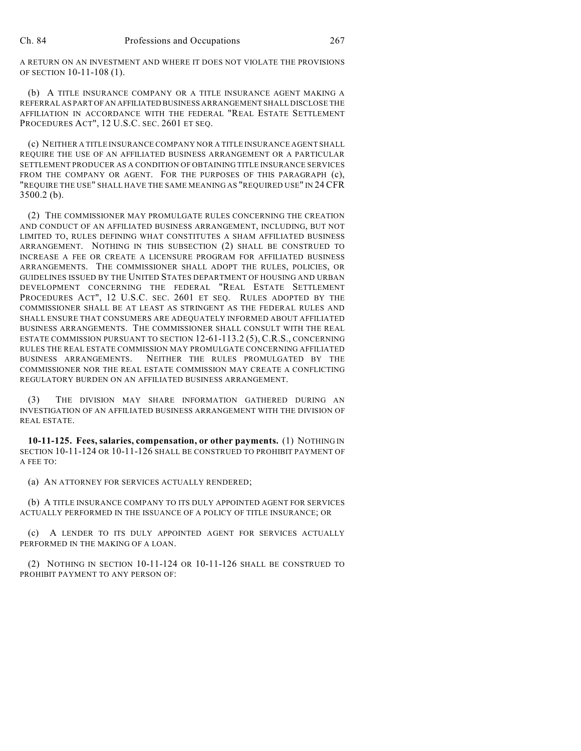A RETURN ON AN INVESTMENT AND WHERE IT DOES NOT VIOLATE THE PROVISIONS OF SECTION 10-11-108 (1).

(b) A TITLE INSURANCE COMPANY OR A TITLE INSURANCE AGENT MAKING A REFERRAL AS PART OF AN AFFILIATED BUSINESS ARRANGEMENT SHALL DISCLOSE THE AFFILIATION IN ACCORDANCE WITH THE FEDERAL "REAL ESTATE SETTLEMENT PROCEDURES ACT", 12 U.S.C. SEC. 2601 ET SEQ.

(c) NEITHER A TITLE INSURANCE COMPANY NOR A TITLE INSURANCE AGENT SHALL REQUIRE THE USE OF AN AFFILIATED BUSINESS ARRANGEMENT OR A PARTICULAR SETTLEMENT PRODUCER AS A CONDITION OF OBTAINING TITLE INSURANCE SERVICES FROM THE COMPANY OR AGENT. FOR THE PURPOSES OF THIS PARAGRAPH (c), "REQUIRE THE USE" SHALL HAVE THE SAME MEANING AS "REQUIRED USE" IN 24 CFR 3500.2 (b).

(2) THE COMMISSIONER MAY PROMULGATE RULES CONCERNING THE CREATION AND CONDUCT OF AN AFFILIATED BUSINESS ARRANGEMENT, INCLUDING, BUT NOT LIMITED TO, RULES DEFINING WHAT CONSTITUTES A SHAM AFFILIATED BUSINESS ARRANGEMENT. NOTHING IN THIS SUBSECTION (2) SHALL BE CONSTRUED TO INCREASE A FEE OR CREATE A LICENSURE PROGRAM FOR AFFILIATED BUSINESS ARRANGEMENTS. THE COMMISSIONER SHALL ADOPT THE RULES, POLICIES, OR GUIDELINES ISSUED BY THE UNITED STATES DEPARTMENT OF HOUSING AND URBAN DEVELOPMENT CONCERNING THE FEDERAL "REAL ESTATE SETTLEMENT PROCEDURES ACT", 12 U.S.C. SEC. 2601 ET SEQ. RULES ADOPTED BY THE COMMISSIONER SHALL BE AT LEAST AS STRINGENT AS THE FEDERAL RULES AND SHALL ENSURE THAT CONSUMERS ARE ADEQUATELY INFORMED ABOUT AFFILIATED BUSINESS ARRANGEMENTS. THE COMMISSIONER SHALL CONSULT WITH THE REAL ESTATE COMMISSION PURSUANT TO SECTION 12-61-113.2 (5), C.R.S., CONCERNING RULES THE REAL ESTATE COMMISSION MAY PROMULGATE CONCERNING AFFILIATED BUSINESS ARRANGEMENTS. NEITHER THE RULES PROMULGATED BY THE COMMISSIONER NOR THE REAL ESTATE COMMISSION MAY CREATE A CONFLICTING REGULATORY BURDEN ON AN AFFILIATED BUSINESS ARRANGEMENT.

(3) THE DIVISION MAY SHARE INFORMATION GATHERED DURING AN INVESTIGATION OF AN AFFILIATED BUSINESS ARRANGEMENT WITH THE DIVISION OF REAL ESTATE.

**10-11-125. Fees, salaries, compensation, or other payments.** (1) NOTHING IN SECTION 10-11-124 OR 10-11-126 SHALL BE CONSTRUED TO PROHIBIT PAYMENT OF A FEE TO:

(a) AN ATTORNEY FOR SERVICES ACTUALLY RENDERED;

(b) A TITLE INSURANCE COMPANY TO ITS DULY APPOINTED AGENT FOR SERVICES ACTUALLY PERFORMED IN THE ISSUANCE OF A POLICY OF TITLE INSURANCE; OR

(c) A LENDER TO ITS DULY APPOINTED AGENT FOR SERVICES ACTUALLY PERFORMED IN THE MAKING OF A LOAN.

(2) NOTHING IN SECTION 10-11-124 OR 10-11-126 SHALL BE CONSTRUED TO PROHIBIT PAYMENT TO ANY PERSON OF: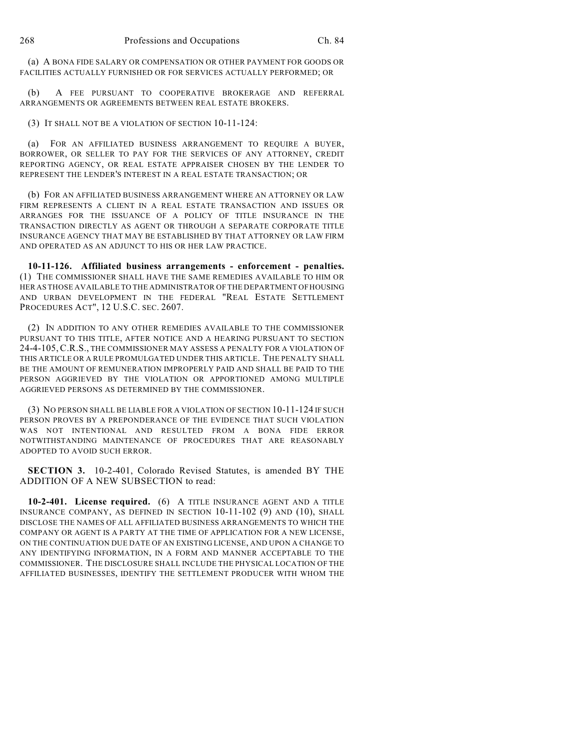(a) A BONA FIDE SALARY OR COMPENSATION OR OTHER PAYMENT FOR GOODS OR FACILITIES ACTUALLY FURNISHED OR FOR SERVICES ACTUALLY PERFORMED; OR

(b) A FEE PURSUANT TO COOPERATIVE BROKERAGE AND REFERRAL ARRANGEMENTS OR AGREEMENTS BETWEEN REAL ESTATE BROKERS.

(3) IT SHALL NOT BE A VIOLATION OF SECTION 10-11-124:

(a) FOR AN AFFILIATED BUSINESS ARRANGEMENT TO REQUIRE A BUYER, BORROWER, OR SELLER TO PAY FOR THE SERVICES OF ANY ATTORNEY, CREDIT REPORTING AGENCY, OR REAL ESTATE APPRAISER CHOSEN BY THE LENDER TO REPRESENT THE LENDER'S INTEREST IN A REAL ESTATE TRANSACTION; OR

(b) FOR AN AFFILIATED BUSINESS ARRANGEMENT WHERE AN ATTORNEY OR LAW FIRM REPRESENTS A CLIENT IN A REAL ESTATE TRANSACTION AND ISSUES OR ARRANGES FOR THE ISSUANCE OF A POLICY OF TITLE INSURANCE IN THE TRANSACTION DIRECTLY AS AGENT OR THROUGH A SEPARATE CORPORATE TITLE INSURANCE AGENCY THAT MAY BE ESTABLISHED BY THAT ATTORNEY OR LAW FIRM AND OPERATED AS AN ADJUNCT TO HIS OR HER LAW PRACTICE.

**10-11-126. Affiliated business arrangements - enforcement - penalties.** (1) THE COMMISSIONER SHALL HAVE THE SAME REMEDIES AVAILABLE TO HIM OR HER AS THOSE AVAILABLE TO THE ADMINISTRATOR OF THE DEPARTMENT OF HOUSING AND URBAN DEVELOPMENT IN THE FEDERAL "REAL ESTATE SETTLEMENT PROCEDURES ACT", 12 U.S.C. SEC. 2607.

(2) IN ADDITION TO ANY OTHER REMEDIES AVAILABLE TO THE COMMISSIONER PURSUANT TO THIS TITLE, AFTER NOTICE AND A HEARING PURSUANT TO SECTION 24-4-105, C.R.S., THE COMMISSIONER MAY ASSESS A PENALTY FOR A VIOLATION OF THIS ARTICLE OR A RULE PROMULGATED UNDER THIS ARTICLE. THE PENALTY SHALL BE THE AMOUNT OF REMUNERATION IMPROPERLY PAID AND SHALL BE PAID TO THE PERSON AGGRIEVED BY THE VIOLATION OR APPORTIONED AMONG MULTIPLE AGGRIEVED PERSONS AS DETERMINED BY THE COMMISSIONER.

(3) NO PERSON SHALL BE LIABLE FOR A VIOLATION OF SECTION 10-11-124 IF SUCH PERSON PROVES BY A PREPONDERANCE OF THE EVIDENCE THAT SUCH VIOLATION WAS NOT INTENTIONAL AND RESULTED FROM A BONA FIDE ERROR NOTWITHSTANDING MAINTENANCE OF PROCEDURES THAT ARE REASONABLY ADOPTED TO AVOID SUCH ERROR.

**SECTION 3.** 10-2-401, Colorado Revised Statutes, is amended BY THE ADDITION OF A NEW SUBSECTION to read:

**10-2-401. License required.** (6) A TITLE INSURANCE AGENT AND A TITLE INSURANCE COMPANY, AS DEFINED IN SECTION 10-11-102 (9) AND (10), SHALL DISCLOSE THE NAMES OF ALL AFFILIATED BUSINESS ARRANGEMENTS TO WHICH THE COMPANY OR AGENT IS A PARTY AT THE TIME OF APPLICATION FOR A NEW LICENSE, ON THE CONTINUATION DUE DATE OF AN EXISTING LICENSE, AND UPON A CHANGE TO ANY IDENTIFYING INFORMATION, IN A FORM AND MANNER ACCEPTABLE TO THE COMMISSIONER. THE DISCLOSURE SHALL INCLUDE THE PHYSICAL LOCATION OF THE AFFILIATED BUSINESSES, IDENTIFY THE SETTLEMENT PRODUCER WITH WHOM THE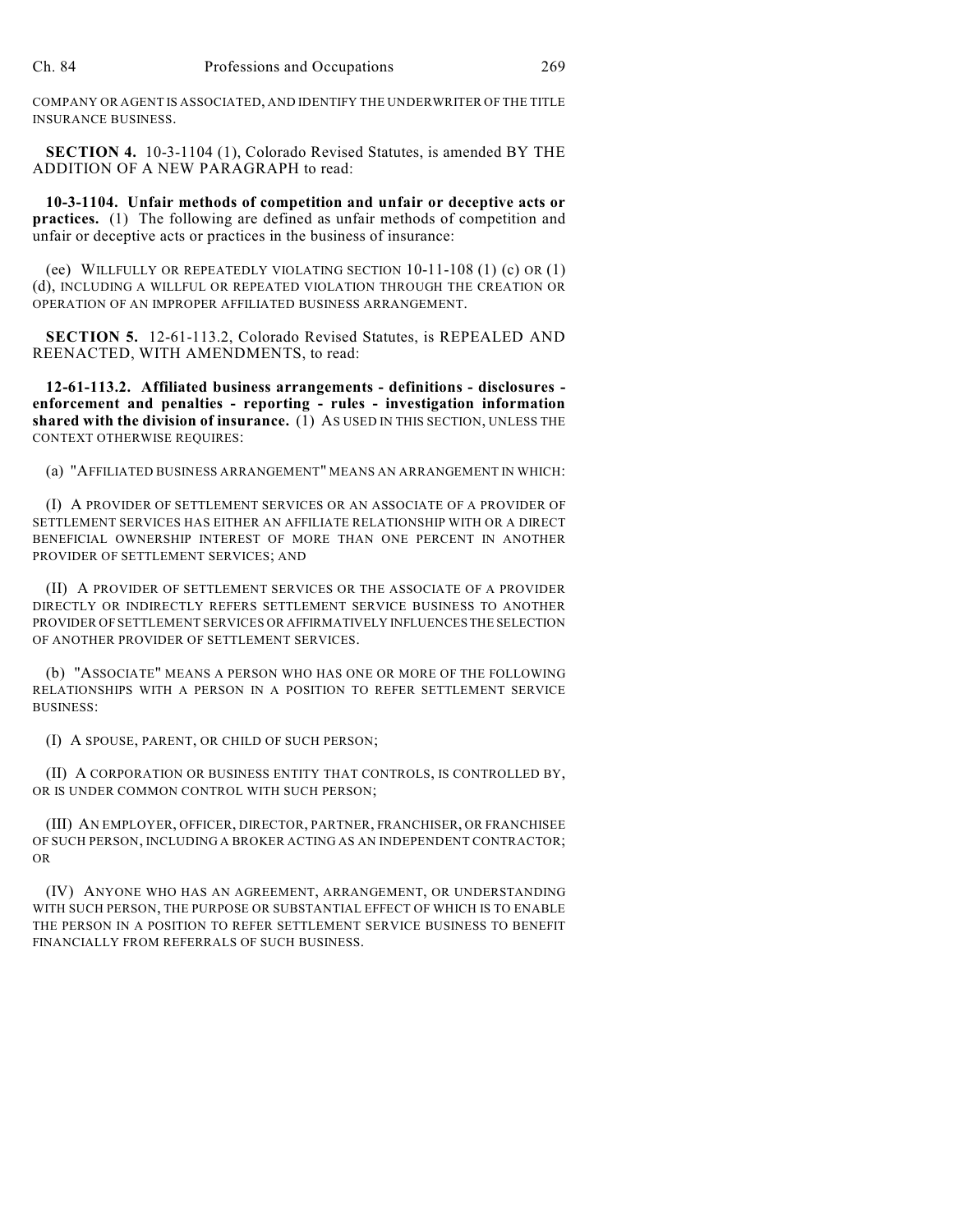COMPANY OR AGENT IS ASSOCIATED, AND IDENTIFY THE UNDERWRITER OF THE TITLE INSURANCE BUSINESS.

**SECTION 4.** 10-3-1104 (1), Colorado Revised Statutes, is amended BY THE ADDITION OF A NEW PARAGRAPH to read:

**10-3-1104. Unfair methods of competition and unfair or deceptive acts or practices.** (1) The following are defined as unfair methods of competition and unfair or deceptive acts or practices in the business of insurance:

(ee) WILLFULLY OR REPEATEDLY VIOLATING SECTION 10-11-108 (1) (c) OR (1) (d), INCLUDING A WILLFUL OR REPEATED VIOLATION THROUGH THE CREATION OR OPERATION OF AN IMPROPER AFFILIATED BUSINESS ARRANGEMENT.

**SECTION 5.** 12-61-113.2, Colorado Revised Statutes, is REPEALED AND REENACTED, WITH AMENDMENTS, to read:

**12-61-113.2. Affiliated business arrangements - definitions - disclosures - enforcement and penalties - reporting - rules - investigation information shared with the division of insurance.** (1) AS USED IN THIS SECTION, UNLESS THE CONTEXT OTHERWISE REQUIRES:

(a) "AFFILIATED BUSINESS ARRANGEMENT" MEANS AN ARRANGEMENT IN WHICH:

(I) A PROVIDER OF SETTLEMENT SERVICES OR AN ASSOCIATE OF A PROVIDER OF SETTLEMENT SERVICES HAS EITHER AN AFFILIATE RELATIONSHIP WITH OR A DIRECT BENEFICIAL OWNERSHIP INTEREST OF MORE THAN ONE PERCENT IN ANOTHER PROVIDER OF SETTLEMENT SERVICES; AND

(II) A PROVIDER OF SETTLEMENT SERVICES OR THE ASSOCIATE OF A PROVIDER DIRECTLY OR INDIRECTLY REFERS SETTLEMENT SERVICE BUSINESS TO ANOTHER PROVIDER OF SETTLEMENT SERVICES OR AFFIRMATIVELY INFLUENCES THE SELECTION OF ANOTHER PROVIDER OF SETTLEMENT SERVICES.

(b) "ASSOCIATE" MEANS A PERSON WHO HAS ONE OR MORE OF THE FOLLOWING RELATIONSHIPS WITH A PERSON IN A POSITION TO REFER SETTLEMENT SERVICE BUSINESS:

(I) A SPOUSE, PARENT, OR CHILD OF SUCH PERSON;

(II) A CORPORATION OR BUSINESS ENTITY THAT CONTROLS, IS CONTROLLED BY, OR IS UNDER COMMON CONTROL WITH SUCH PERSON;

(III) AN EMPLOYER, OFFICER, DIRECTOR, PARTNER, FRANCHISER, OR FRANCHISEE OF SUCH PERSON, INCLUDING A BROKER ACTING AS AN INDEPENDENT CONTRACTOR; OR

(IV) ANYONE WHO HAS AN AGREEMENT, ARRANGEMENT, OR UNDERSTANDING WITH SUCH PERSON, THE PURPOSE OR SUBSTANTIAL EFFECT OF WHICH IS TO ENABLE THE PERSON IN A POSITION TO REFER SETTLEMENT SERVICE BUSINESS TO BENEFIT FINANCIALLY FROM REFERRALS OF SUCH BUSINESS.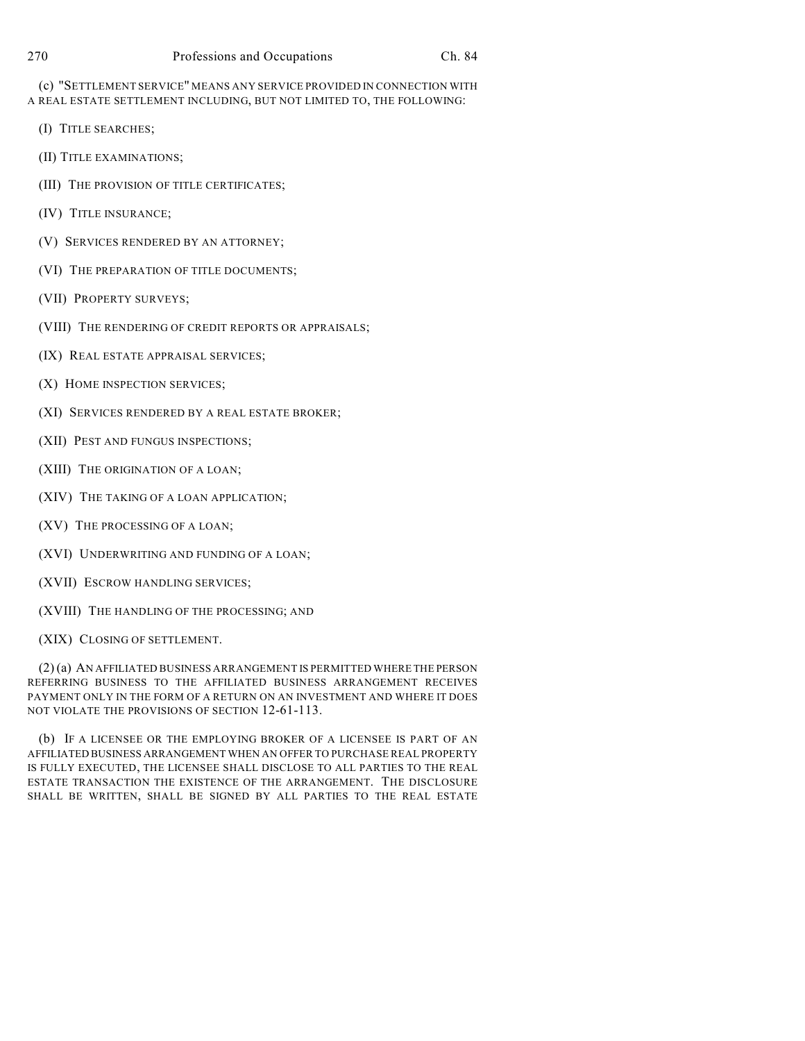(c) "SETTLEMENT SERVICE" MEANS ANY SERVICE PROVIDED IN CONNECTION WITH A REAL ESTATE SETTLEMENT INCLUDING, BUT NOT LIMITED TO, THE FOLLOWING:

(I) TITLE SEARCHES;

(II) TITLE EXAMINATIONS;

(III) THE PROVISION OF TITLE CERTIFICATES;

(IV) TITLE INSURANCE;

(V) SERVICES RENDERED BY AN ATTORNEY;

(VI) THE PREPARATION OF TITLE DOCUMENTS;

(VII) PROPERTY SURVEYS;

(VIII) THE RENDERING OF CREDIT REPORTS OR APPRAISALS;

(IX) REAL ESTATE APPRAISAL SERVICES;

(X) HOME INSPECTION SERVICES;

(XI) SERVICES RENDERED BY A REAL ESTATE BROKER;

(XII) PEST AND FUNGUS INSPECTIONS;

(XIII) THE ORIGINATION OF A LOAN;

(XIV) THE TAKING OF A LOAN APPLICATION;

(XV) THE PROCESSING OF A LOAN;

(XVI) UNDERWRITING AND FUNDING OF A LOAN;

(XVII) ESCROW HANDLING SERVICES;

(XVIII) THE HANDLING OF THE PROCESSING; AND

(XIX) CLOSING OF SETTLEMENT.

(2) (a) AN AFFILIATED BUSINESS ARRANGEMENT IS PERMITTED WHERE THE PERSON REFERRING BUSINESS TO THE AFFILIATED BUSINESS ARRANGEMENT RECEIVES PAYMENT ONLY IN THE FORM OF A RETURN ON AN INVESTMENT AND WHERE IT DOES NOT VIOLATE THE PROVISIONS OF SECTION 12-61-113.

(b) IF A LICENSEE OR THE EMPLOYING BROKER OF A LICENSEE IS PART OF AN AFFILIATED BUSINESS ARRANGEMENT WHEN AN OFFER TO PURCHASE REAL PROPERTY IS FULLY EXECUTED, THE LICENSEE SHALL DISCLOSE TO ALL PARTIES TO THE REAL ESTATE TRANSACTION THE EXISTENCE OF THE ARRANGEMENT. THE DISCLOSURE SHALL BE WRITTEN, SHALL BE SIGNED BY ALL PARTIES TO THE REAL ESTATE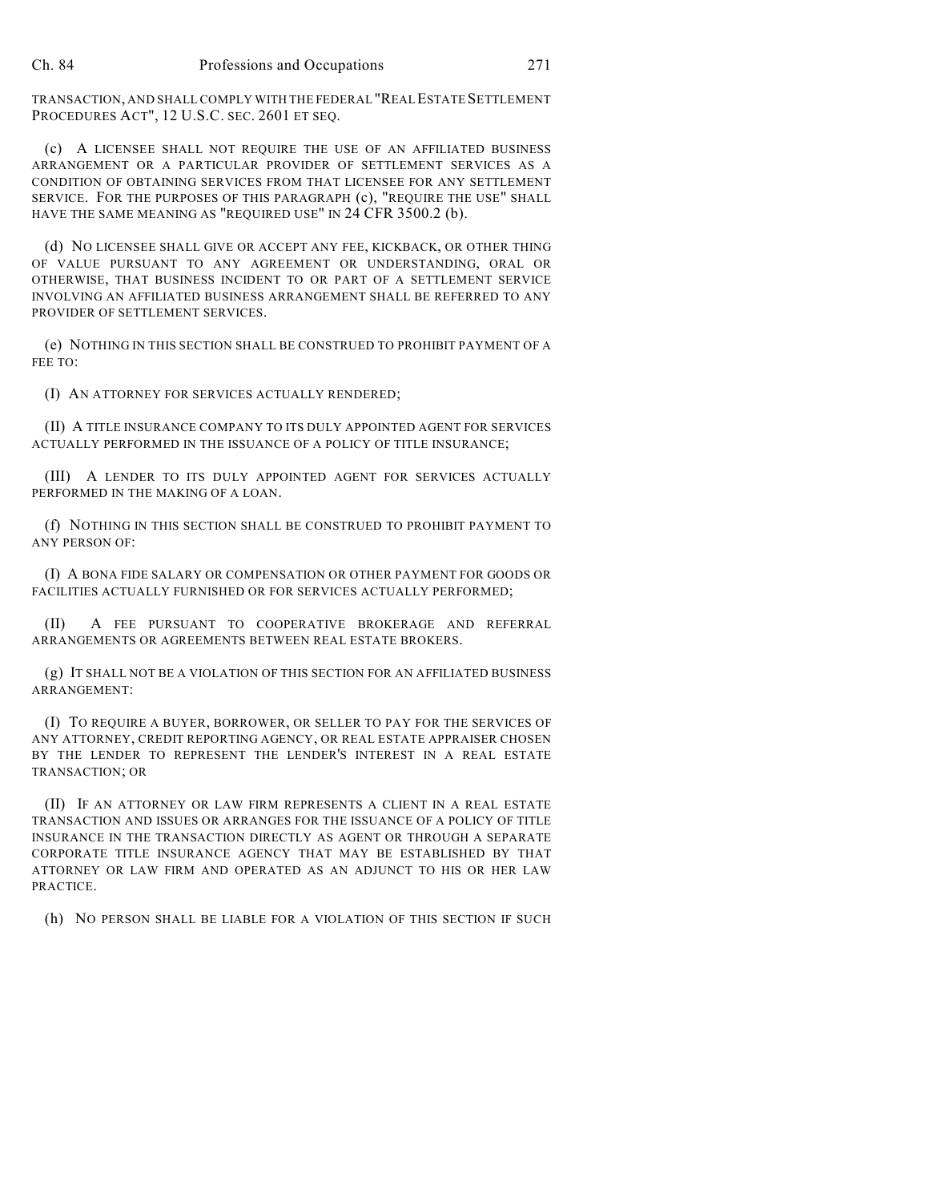TRANSACTION, AND SHALL COMPLY WITH THE FEDERAL "REAL ESTATE SETTLEMENT PROCEDURES ACT", 12 U.S.C. SEC. 2601 ET SEQ.

(c) A LICENSEE SHALL NOT REQUIRE THE USE OF AN AFFILIATED BUSINESS ARRANGEMENT OR A PARTICULAR PROVIDER OF SETTLEMENT SERVICES AS A CONDITION OF OBTAINING SERVICES FROM THAT LICENSEE FOR ANY SETTLEMENT SERVICE. FOR THE PURPOSES OF THIS PARAGRAPH (c), "REQUIRE THE USE" SHALL HAVE THE SAME MEANING AS "REQUIRED USE" IN 24 CFR 3500.2 (b).

(d) NO LICENSEE SHALL GIVE OR ACCEPT ANY FEE, KICKBACK, OR OTHER THING OF VALUE PURSUANT TO ANY AGREEMENT OR UNDERSTANDING, ORAL OR OTHERWISE, THAT BUSINESS INCIDENT TO OR PART OF A SETTLEMENT SERVICE INVOLVING AN AFFILIATED BUSINESS ARRANGEMENT SHALL BE REFERRED TO ANY PROVIDER OF SETTLEMENT SERVICES.

(e) NOTHING IN THIS SECTION SHALL BE CONSTRUED TO PROHIBIT PAYMENT OF A FEE TO:

(I) AN ATTORNEY FOR SERVICES ACTUALLY RENDERED;

(II) A TITLE INSURANCE COMPANY TO ITS DULY APPOINTED AGENT FOR SERVICES ACTUALLY PERFORMED IN THE ISSUANCE OF A POLICY OF TITLE INSURANCE;

(III) A LENDER TO ITS DULY APPOINTED AGENT FOR SERVICES ACTUALLY PERFORMED IN THE MAKING OF A LOAN.

(f) NOTHING IN THIS SECTION SHALL BE CONSTRUED TO PROHIBIT PAYMENT TO ANY PERSON OF:

(I) A BONA FIDE SALARY OR COMPENSATION OR OTHER PAYMENT FOR GOODS OR FACILITIES ACTUALLY FURNISHED OR FOR SERVICES ACTUALLY PERFORMED;

(II) A FEE PURSUANT TO COOPERATIVE BROKERAGE AND REFERRAL ARRANGEMENTS OR AGREEMENTS BETWEEN REAL ESTATE BROKERS.

(g) IT SHALL NOT BE A VIOLATION OF THIS SECTION FOR AN AFFILIATED BUSINESS ARRANGEMENT:

(I) TO REQUIRE A BUYER, BORROWER, OR SELLER TO PAY FOR THE SERVICES OF ANY ATTORNEY, CREDIT REPORTING AGENCY, OR REAL ESTATE APPRAISER CHOSEN BY THE LENDER TO REPRESENT THE LENDER'S INTEREST IN A REAL ESTATE TRANSACTION; OR

(II) IF AN ATTORNEY OR LAW FIRM REPRESENTS A CLIENT IN A REAL ESTATE TRANSACTION AND ISSUES OR ARRANGES FOR THE ISSUANCE OF A POLICY OF TITLE INSURANCE IN THE TRANSACTION DIRECTLY AS AGENT OR THROUGH A SEPARATE CORPORATE TITLE INSURANCE AGENCY THAT MAY BE ESTABLISHED BY THAT ATTORNEY OR LAW FIRM AND OPERATED AS AN ADJUNCT TO HIS OR HER LAW PRACTICE.

(h) NO PERSON SHALL BE LIABLE FOR A VIOLATION OF THIS SECTION IF SUCH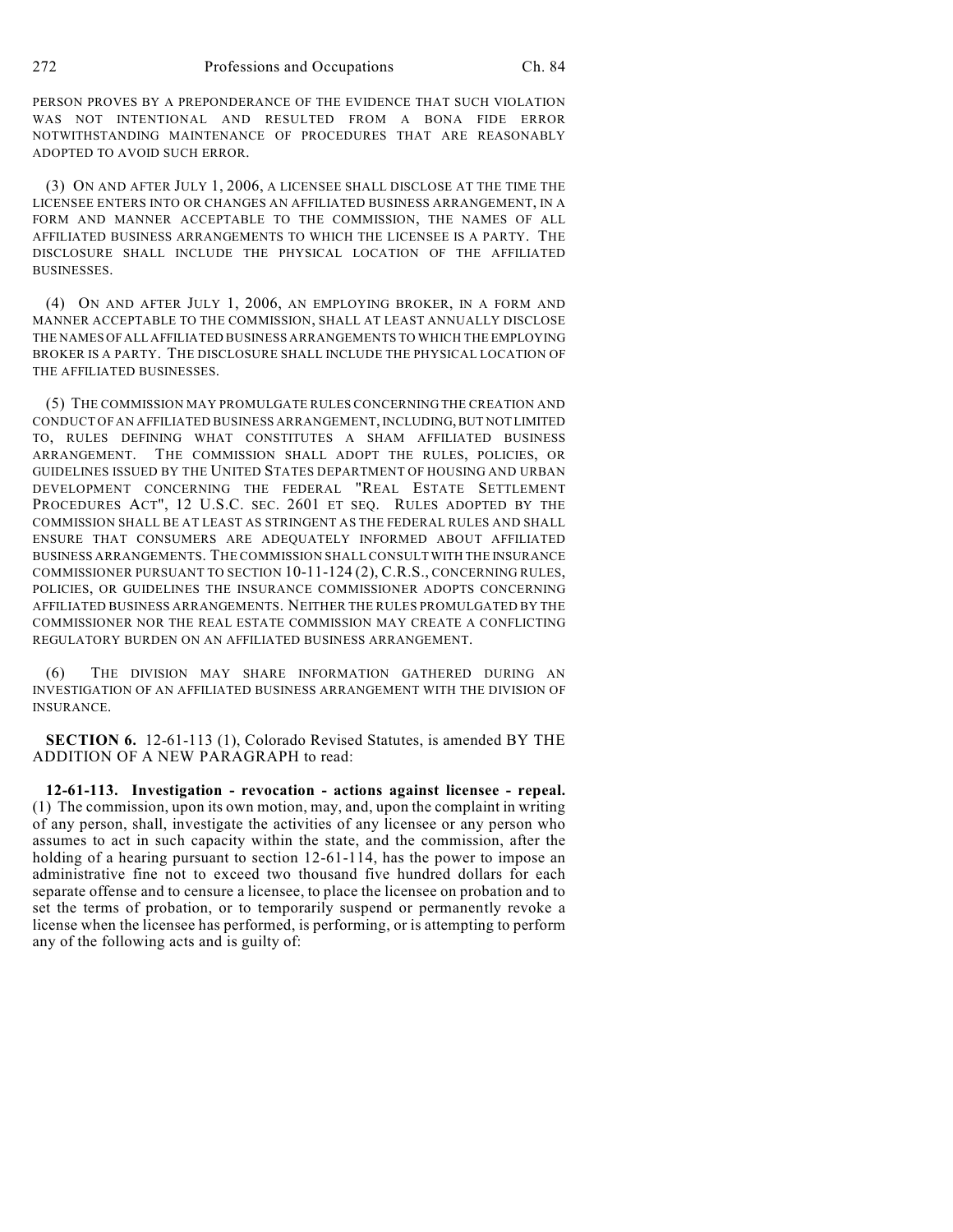PERSON PROVES BY A PREPONDERANCE OF THE EVIDENCE THAT SUCH VIOLATION WAS NOT INTENTIONAL AND RESULTED FROM A BONA FIDE ERROR NOTWITHSTANDING MAINTENANCE OF PROCEDURES THAT ARE REASONABLY ADOPTED TO AVOID SUCH ERROR.

(3) ON AND AFTER JULY 1, 2006, A LICENSEE SHALL DISCLOSE AT THE TIME THE LICENSEE ENTERS INTO OR CHANGES AN AFFILIATED BUSINESS ARRANGEMENT, IN A FORM AND MANNER ACCEPTABLE TO THE COMMISSION, THE NAMES OF ALL AFFILIATED BUSINESS ARRANGEMENTS TO WHICH THE LICENSEE IS A PARTY. THE DISCLOSURE SHALL INCLUDE THE PHYSICAL LOCATION OF THE AFFILIATED BUSINESSES.

(4) ON AND AFTER JULY 1, 2006, AN EMPLOYING BROKER, IN A FORM AND MANNER ACCEPTABLE TO THE COMMISSION, SHALL AT LEAST ANNUALLY DISCLOSE THE NAMES OF ALL AFFILIATED BUSINESS ARRANGEMENTS TO WHICH THE EMPLOYING BROKER IS A PARTY. THE DISCLOSURE SHALL INCLUDE THE PHYSICAL LOCATION OF THE AFFILIATED BUSINESSES.

(5) THE COMMISSION MAY PROMULGATE RULES CONCERNING THE CREATION AND CONDUCT OF AN AFFILIATED BUSINESS ARRANGEMENT, INCLUDING, BUT NOT LIMITED TO, RULES DEFINING WHAT CONSTITUTES A SHAM AFFILIATED BUSINESS ARRANGEMENT. THE COMMISSION SHALL ADOPT THE RULES, POLICIES, OR GUIDELINES ISSUED BY THE UNITED STATES DEPARTMENT OF HOUSING AND URBAN DEVELOPMENT CONCERNING THE FEDERAL "REAL ESTATE SETTLEMENT PROCEDURES ACT", 12 U.S.C. SEC. 2601 ET SEQ. RULES ADOPTED BY THE COMMISSION SHALL BE AT LEAST AS STRINGENT AS THE FEDERAL RULES AND SHALL ENSURE THAT CONSUMERS ARE ADEQUATELY INFORMED ABOUT AFFILIATED BUSINESS ARRANGEMENTS. THE COMMISSION SHALL CONSULT WITH THE INSURANCE COMMISSIONER PURSUANT TO SECTION 10-11-124 (2), C.R.S., CONCERNING RULES, POLICIES, OR GUIDELINES THE INSURANCE COMMISSIONER ADOPTS CONCERNING AFFILIATED BUSINESS ARRANGEMENTS. NEITHER THE RULES PROMULGATED BY THE COMMISSIONER NOR THE REAL ESTATE COMMISSION MAY CREATE A CONFLICTING REGULATORY BURDEN ON AN AFFILIATED BUSINESS ARRANGEMENT.

(6) THE DIVISION MAY SHARE INFORMATION GATHERED DURING AN INVESTIGATION OF AN AFFILIATED BUSINESS ARRANGEMENT WITH THE DIVISION OF INSURANCE.

**SECTION 6.** 12-61-113 (1), Colorado Revised Statutes, is amended BY THE ADDITION OF A NEW PARAGRAPH to read:

**12-61-113. Investigation - revocation - actions against licensee - repeal.** (1) The commission, upon its own motion, may, and, upon the complaint in writing of any person, shall, investigate the activities of any licensee or any person who assumes to act in such capacity within the state, and the commission, after the holding of a hearing pursuant to section 12-61-114, has the power to impose an administrative fine not to exceed two thousand five hundred dollars for each separate offense and to censure a licensee, to place the licensee on probation and to set the terms of probation, or to temporarily suspend or permanently revoke a license when the licensee has performed, is performing, or is attempting to perform any of the following acts and is guilty of: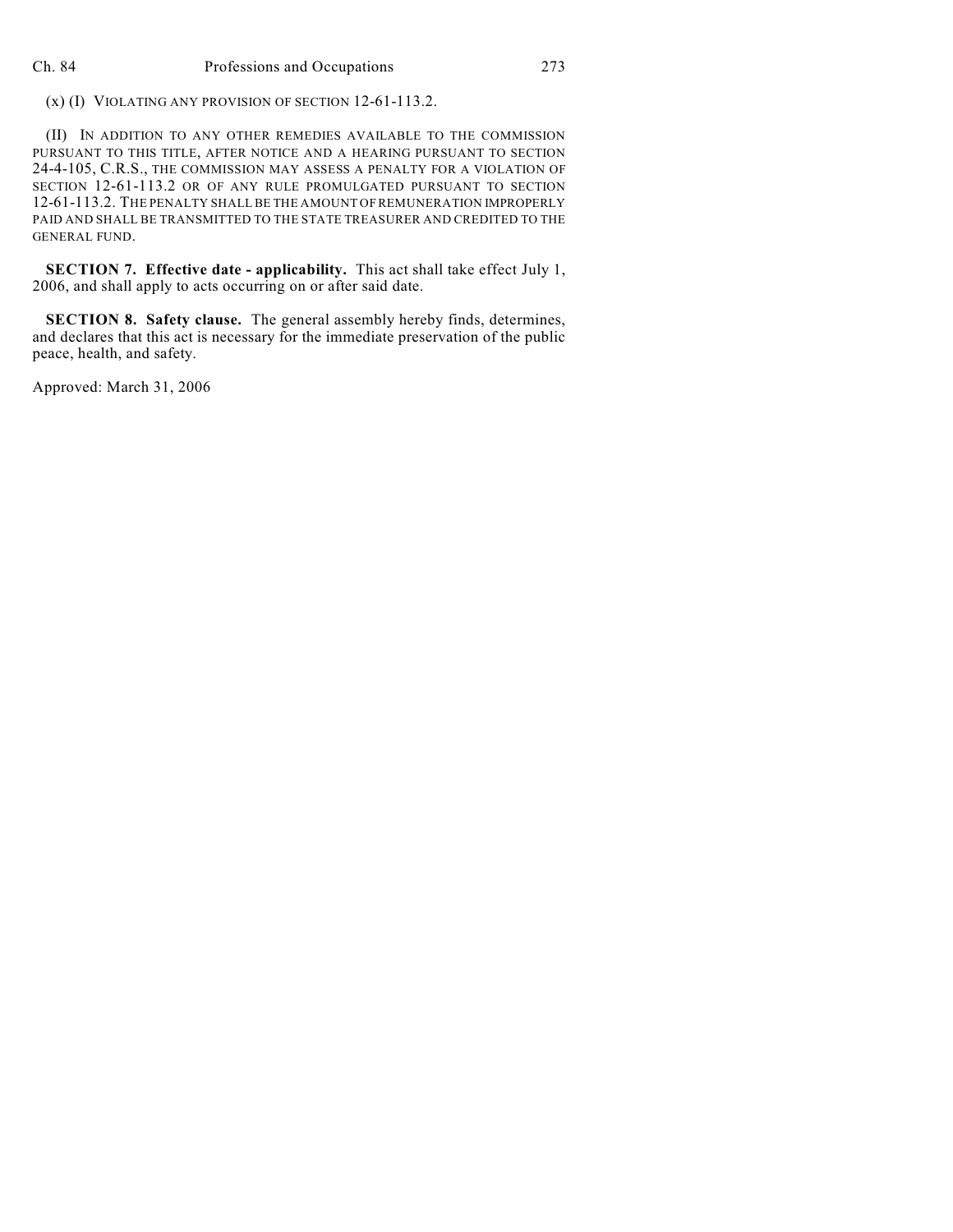(x) (I) VIOLATING ANY PROVISION OF SECTION 12-61-113.2.

(II) IN ADDITION TO ANY OTHER REMEDIES AVAILABLE TO THE COMMISSION PURSUANT TO THIS TITLE, AFTER NOTICE AND A HEARING PURSUANT TO SECTION 24-4-105, C.R.S., THE COMMISSION MAY ASSESS A PENALTY FOR A VIOLATION OF SECTION 12-61-113.2 OR OF ANY RULE PROMULGATED PURSUANT TO SECTION 12-61-113.2. THE PENALTY SHALL BE THE AMOUNT OF REMUNERATION IMPROPERLY PAID AND SHALL BE TRANSMITTED TO THE STATE TREASURER AND CREDITED TO THE GENERAL FUND.

**SECTION 7. Effective date - applicability.** This act shall take effect July 1, 2006, and shall apply to acts occurring on or after said date.

**SECTION 8. Safety clause.** The general assembly hereby finds, determines, and declares that this act is necessary for the immediate preservation of the public peace, health, and safety.

Approved: March 31, 2006